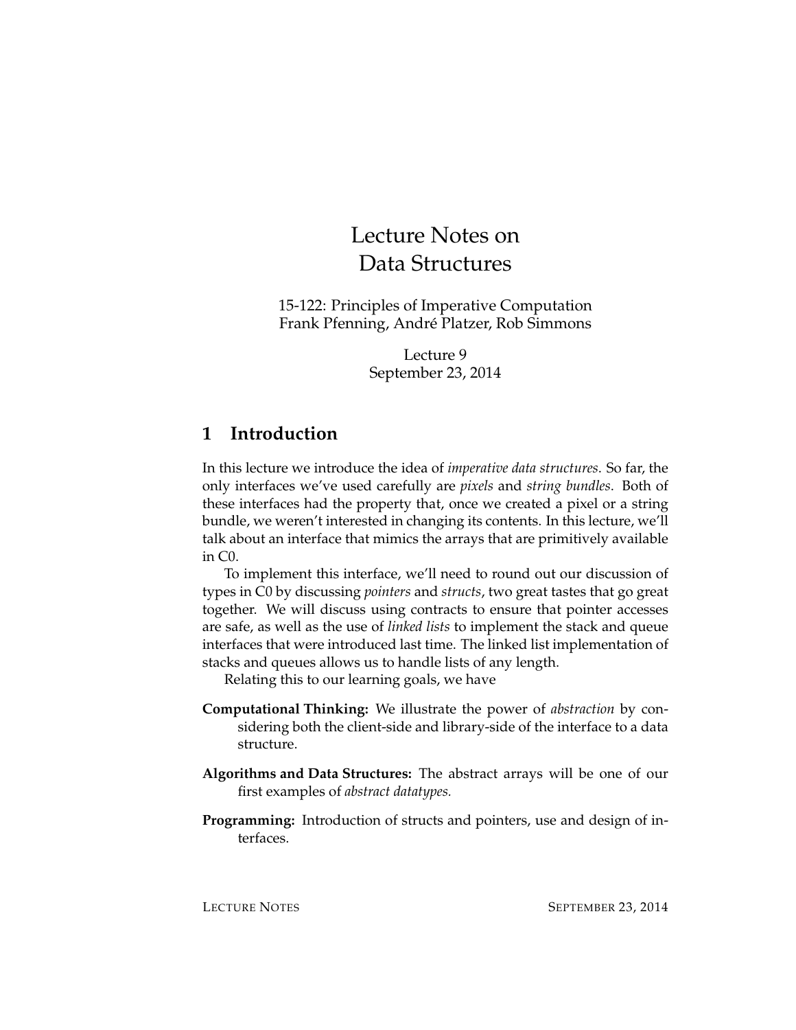# Lecture Notes on Data Structures

15-122: Principles of Imperative Computation
Frank Pfenning, André Platzer, Rob Simmons

Lecture 9
September 23, 2014

## 1 Introduction

In this lecture we introduce the idea of *imperative data structures*. So far, the only interfaces we've used carefully are *pixels* and *string bundles*. Both of these interfaces had the property that, once we created a pixel or a string bundle, we weren't interested in changing its contents. In this lecture, we'll talk about an interface that mimics the arrays that are primitively available in C0.

To implement this interface, we'll need to round out our discussion of types in C0 by discussing *pointers* and *structs*, two great tastes that go great together. We will discuss using contracts to ensure that pointer accesses are safe, as well as the use of *linked lists* to implement the stack and queue interfaces that were introduced last time. The linked list implementation of stacks and queues allows us to handle lists of any length.

Relating this to our learning goals, we have

**Computational Thinking:** We illustrate the power of *abstraction* by considering both the client-side and library-side of the interface to a data structure.

**Algorithms and Data Structures:** The abstract arrays will be one of our first examples of *abstract datatypes.*

**Programming:** Introduction of structs and pointers, use and design of interfaces.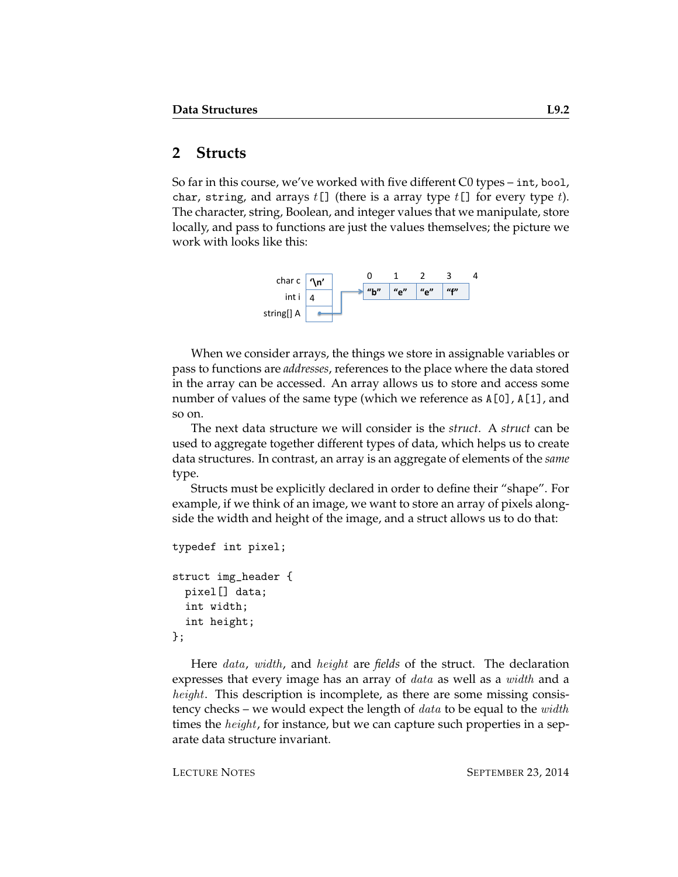## 2 Structs

So far in this course, we've worked with five different C0 types – `int`, `bool`, `char`, `string`, and arrays $t$`[]` (there is a array type $t$`[]` for every type $t$). The character, string, Boolean, and integer values that we manipulate, store locally, and pass to functions are just the values themselves; the picture we work with looks like this:

When we consider arrays, the things we store in assignable variables or pass to functions are *addresses*, references to the place where the data stored in the array can be accessed. An array allows us to store and access some number of values of the same type (which we reference as `A[0]`, `A[1]`, and so on.

The next data structure we will consider is the *struct*. A *struct* can be used to aggregate together different types of data, which helps us to create data structures. In contrast, an array is an aggregate of elements of the *same* type.

Structs must be explicitly declared in order to define their "shape". For example, if we think of an image, we want to store an array of pixels alongside the width and height of the image, and a struct allows us to do that:

```
typedef int pixel;

struct img_header {
  pixel[] data;
  int width;
  int height;
};
```

Here $data$, $width$, and $height$ are *fields* of the struct. The declaration expresses that every image has an array of $data$ as well as a $width$ and a $height$. This description is incomplete, as there are some missing consistency checks – we would expect the length of $data$ to be equal to the $width$ times the $height$, for instance, but we can capture such properties in a separate data structure invariant.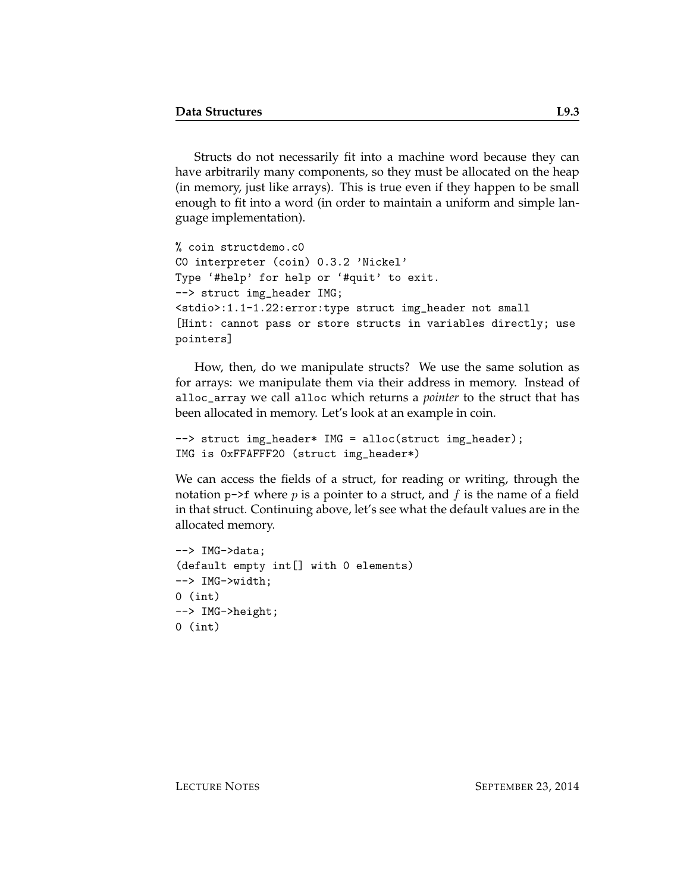Structs do not necessarily fit into a machine word because they can have arbitrarily many components, so they must be allocated on the heap (in memory, just like arrays). This is true even if they happen to be small enough to fit into a word (in order to maintain a uniform and simple language implementation).

```
% coin structdemo.c0
C0 interpreter (coin) 0.3.2 'Nickel'
Type '#help' for help or '#quit' to exit.
--> struct img_header IMG;
<stdio>:1.1-1.22:error:type struct img_header not small
[Hint: cannot pass or store structs in variables directly; use
pointers]
```

How, then, do we manipulate structs? We use the same solution as for arrays: we manipulate them via their address in memory. Instead of `alloc_array` we call `alloc` which returns a *pointer* to the struct that has been allocated in memory. Let's look at an example in coin.

```
--> struct img_header* IMG = alloc(struct img_header);
IMG is 0xFFAFFF20 (struct img_header*)
```

We can access the fields of a struct, for reading or writing, through the notation `p->f` where $p$ is a pointer to a struct, and $f$ is the name of a field in that struct. Continuing above, let's see what the default values are in the allocated memory.

```
--> IMG->data;
(default empty int[] with 0 elements)
--> IMG->width;
0 (int)
--> IMG->height;
0 (int)
```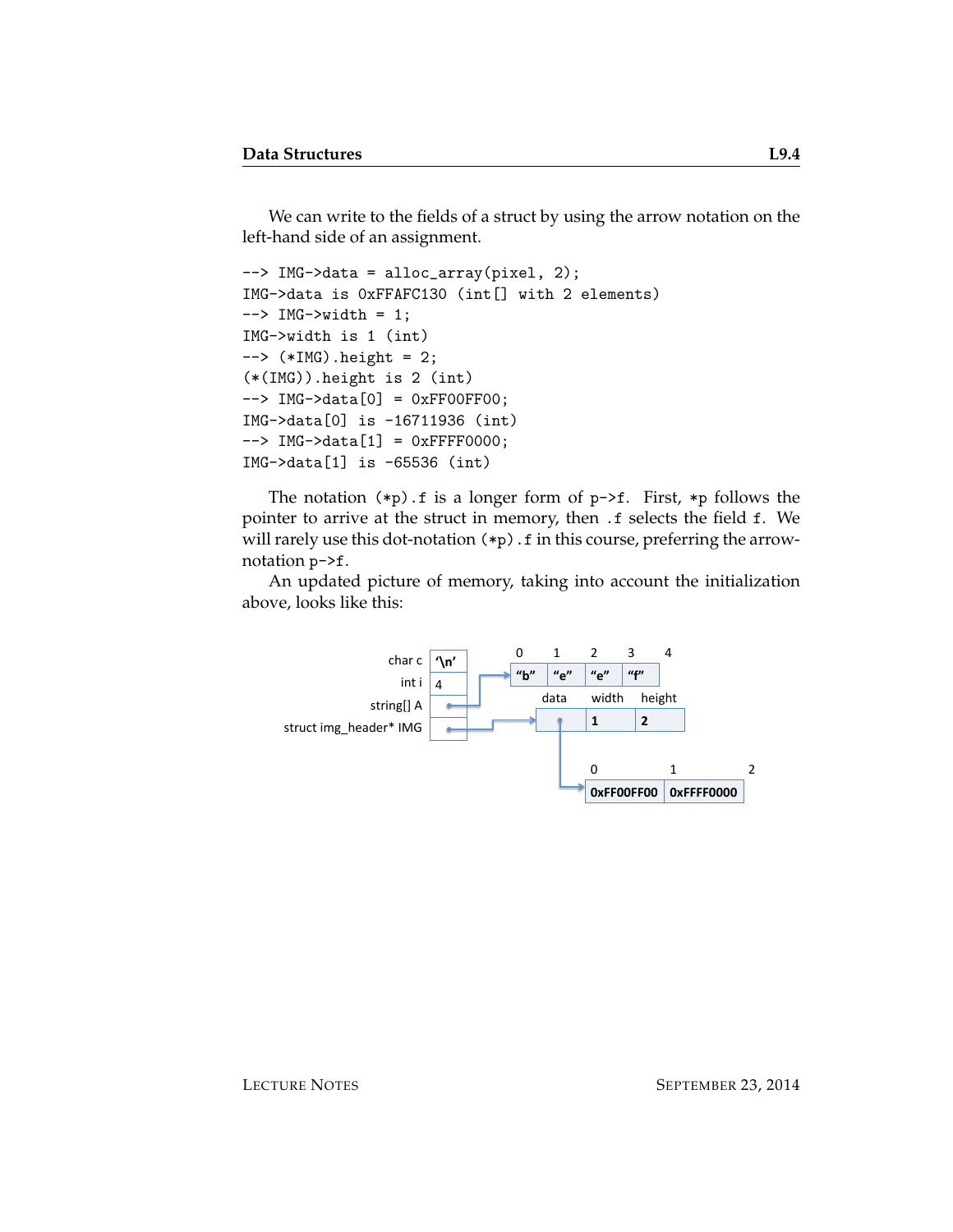We can write to the fields of a struct by using the arrow notation on the left-hand side of an assignment.

```
--> IMG->data = alloc_array(pixel, 2);
IMG->data is 0xFFAFC130 (int[] with 2 elements)
--> IMG->width = 1;
IMG->width is 1 (int)
--> (*IMG).height = 2;
(*(IMG)).height is 2 (int)
--> IMG->data[0] = 0xFF00FF00;
IMG->data[0] is -16711936 (int)
--> IMG->data[1] = 0xFFFF0000;
IMG->data[1] is -65536 (int)
```

The notation `(*p).f` is a longer form of `p->f`. First, `*p` follows the pointer to arrive at the struct in memory, then `.f` selects the field `f`. We will rarely use this dot-notation `(*p).f` in this course, preferring the arrow-notation `p->f`.

An updated picture of memory, taking into account the initialization above, looks like this: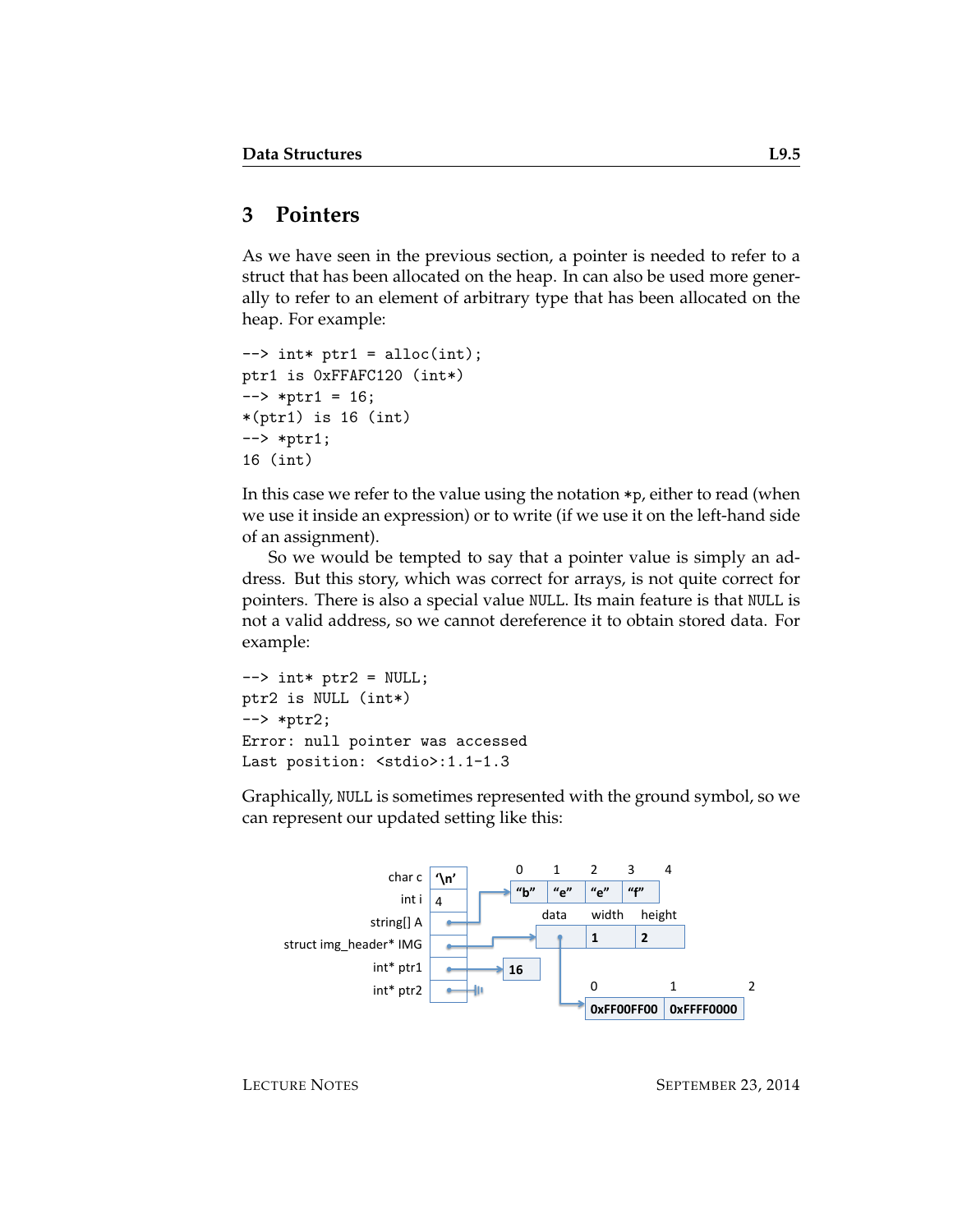## 3 Pointers

As we have seen in the previous section, a pointer is needed to refer to a struct that has been allocated on the heap. In can also be used more generally to refer to an element of arbitrary type that has been allocated on the heap. For example:

```
--> int* ptr1 = alloc(int);
ptr1 is 0xFFAFC120 (int*)
--> *ptr1 = 16;
*(ptr1) is 16 (int)
--> *ptr1;
16 (int)
```

In this case we refer to the value using the notation `*p`, either to read (when we use it inside an expression) or to write (if we use it on the left-hand side of an assignment).

So we would be tempted to say that a pointer value is simply an address. But this story, which was correct for arrays, is not quite correct for pointers. There is also a special value `NULL`. Its main feature is that `NULL` is not a valid address, so we cannot dereference it to obtain stored data. For example:

```
--> int* ptr2 = NULL;
ptr2 is NULL (int*)
--> *ptr2;
Error: null pointer was accessed
Last position: <stdio>:1.1-1.3
```

Graphically, `NULL` is sometimes represented with the ground symbol, so we can represent our updated setting like this: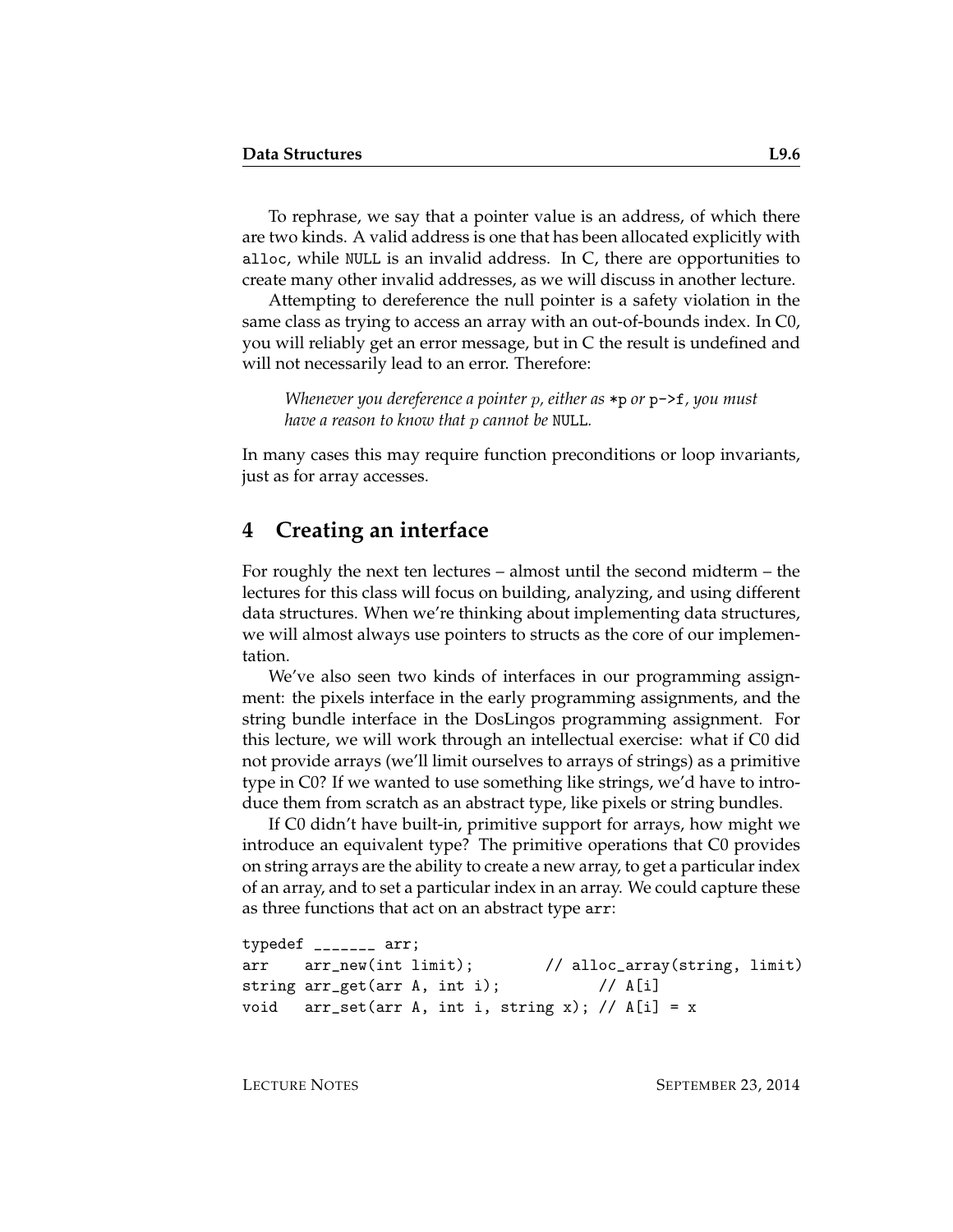To rephrase, we say that a pointer value is an address, of which there are two kinds. A valid address is one that has been allocated explicitly with `alloc`, while `NULL` is an invalid address. In C, there are opportunities to create many other invalid addresses, as we will discuss in another lecture.

Attempting to dereference the null pointer is a safety violation in the same class as trying to access an array with an out-of-bounds index. In C0, you will reliably get an error message, but in C the result is undefined and will not necessarily lead to an error. Therefore:

> *Whenever you dereference a pointer $p$, either as* `*p` *or* `p->f`*, you must have a reason to know that $p$ cannot be* `NULL`*.*

In many cases this may require function preconditions or loop invariants, just as for array accesses.

## 4 Creating an interface

For roughly the next ten lectures – almost until the second midterm – the lectures for this class will focus on building, analyzing, and using different data structures. When we're thinking about implementing data structures, we will almost always use pointers to structs as the core of our implementation.

We've also seen two kinds of interfaces in our programming assignment: the pixels interface in the early programming assignments, and the string bundle interface in the DosLingos programming assignment. For this lecture, we will work through an intellectual exercise: what if C0 did not provide arrays (we'll limit ourselves to arrays of strings) as a primitive type in C0? If we wanted to use something like strings, we'd have to introduce them from scratch as an abstract type, like pixels or string bundles.

If C0 didn't have built-in, primitive support for arrays, how might we introduce an equivalent type? The primitive operations that C0 provides on string arrays are the ability to create a new array, to get a particular index of an array, and to set a particular index in an array. We could capture these as three functions that act on an abstract type `arr`:

```
typedef _______ arr;
arr    arr_new(int limit);        // alloc_array(string, limit)
string arr_get(arr A, int i);           // A[i]
void   arr_set(arr A, int i, string x); // A[i] = x
```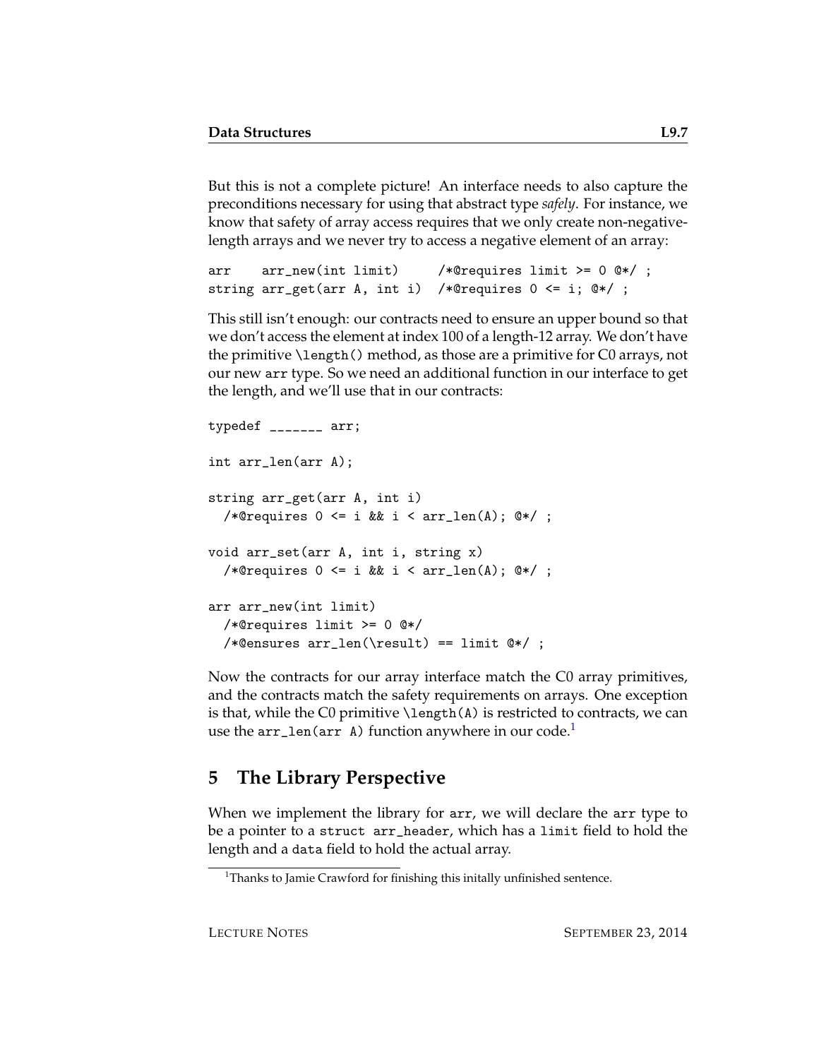But this is not a complete picture! An interface needs to also capture the preconditions necessary for using that abstract type *safely*. For instance, we know that safety of array access requires that we only create non-negative-length arrays and we never try to access a negative element of an array:

```
arr    arr_new(int limit)     /*@requires limit >= 0 @*/ ;
string arr_get(arr A, int i)  /*@requires 0 <= i; @*/ ;
```

This still isn't enough: our contracts need to ensure an upper bound so that we don't access the element at index 100 of a length-12 array. We don't have the primitive `\length()` method, as those are a primitive for C0 arrays, not our new `arr` type. So we need an additional function in our interface to get the length, and we'll use that in our contracts:

```
typedef _______ arr;

int arr_len(arr A);

string arr_get(arr A, int i)
  /*@requires 0 <= i && i < arr_len(A); @*/ ;

void arr_set(arr A, int i, string x)
  /*@requires 0 <= i && i < arr_len(A); @*/ ;

arr arr_new(int limit)
  /*@requires limit >= 0 @*/
  /*@ensures arr_len(\result) == limit @*/ ;
```

Now the contracts for our array interface match the C0 array primitives, and the contracts match the safety requirements on arrays. One exception is that, while the C0 primitive `\length(A)` is restricted to contracts, we can use the `arr_len(arr A)` function anywhere in our code.[1]

## 5 The Library Perspective

When we implement the library for `arr`, we will declare the `arr` type to be a pointer to a `struct arr_header`, which has a `limit` field to hold the length and a `data` field to hold the actual array.

[1] Thanks to Jamie Crawford for finishing this initally unfinished sentence.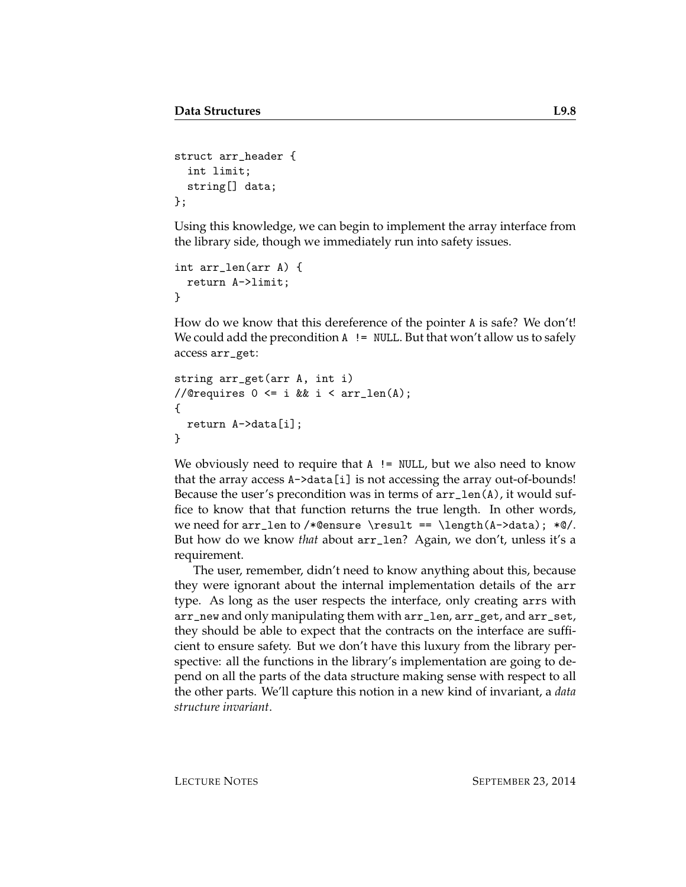```
struct arr_header {
  int limit;
  string[] data;
};
```

Using this knowledge, we can begin to implement the array interface from the library side, though we immediately run into safety issues.

```
int arr_len(arr A) {
  return A->limit;
}
```

How do we know that this dereference of the pointer `A` is safe? We don't! We could add the precondition `A != NULL`. But that won't allow us to safely access `arr_get`:

```
string arr_get(arr A, int i)
//@requires 0 <= i && i < arr_len(A);
{
  return A->data[i];
}
```

We obviously need to require that `A != NULL`, but we also need to know that the array access `A->data[i]` is not accessing the array out-of-bounds! Because the user's precondition was in terms of `arr_len(A)`, it would suffice to know that that function returns the true length. In other words, we need for `arr_len` to `/*@ensure \result == \length(A->data); *@/`. But how do we know *that* about `arr_len`? Again, we don't, unless it's a requirement.

The user, remember, didn't need to know anything about this, because they were ignorant about the internal implementation details of the `arr` type. As long as the user respects the interface, only creating `arr`s with `arr_new` and only manipulating them with `arr_len`, `arr_get`, and `arr_set`, they should be able to expect that the contracts on the interface are sufficient to ensure safety. But we don't have this luxury from the library perspective: all the functions in the library's implementation are going to depend on all the parts of the data structure making sense with respect to all the other parts. We'll capture this notion in a new kind of invariant, a *data structure invariant*.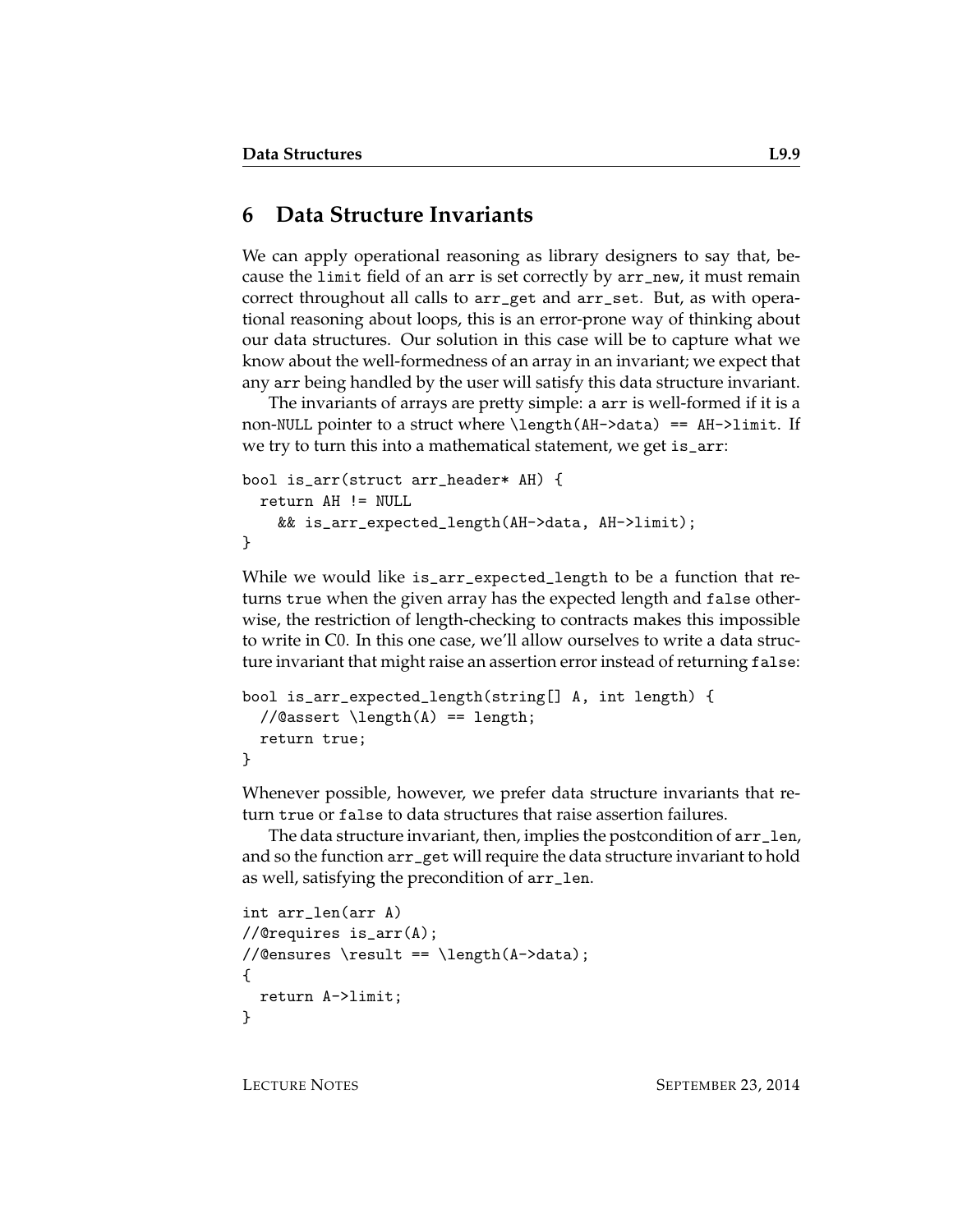## 6 Data Structure Invariants

We can apply operational reasoning as library designers to say that, because the `limit` field of an `arr` is set correctly by `arr_new`, it must remain correct throughout all calls to `arr_get` and `arr_set`. But, as with operational reasoning about loops, this is an error-prone way of thinking about our data structures. Our solution in this case will be to capture what we know about the well-formedness of an array in an invariant; we expect that any `arr` being handled by the user will satisfy this data structure invariant.

The invariants of arrays are pretty simple: a `arr` is well-formed if it is a non-`NULL` pointer to a struct where `\length(AH->data) == AH->limit`. If we try to turn this into a mathematical statement, we get `is_arr`:

```
bool is_arr(struct arr_header* AH) {
  return AH != NULL
    && is_arr_expected_length(AH->data, AH->limit);
}
```

While we would like `is_arr_expected_length` to be a function that returns `true` when the given array has the expected length and `false` otherwise, the restriction of length-checking to contracts makes this impossible to write in C0. In this one case, we'll allow ourselves to write a data structure invariant that might raise an assertion error instead of returning `false`:

```
bool is_arr_expected_length(string[] A, int length) {
  //@assert \length(A) == length;
  return true;
}
```

Whenever possible, however, we prefer data structure invariants that return `true` or `false` to data structures that raise assertion failures.

The data structure invariant, then, implies the postcondition of `arr_len`, and so the function `arr_get` will require the data structure invariant to hold as well, satisfying the precondition of `arr_len`.

```
int arr_len(arr A)
//@requires is_arr(A);
//@ensures \result == \length(A->data);
{
  return A->limit;
}
```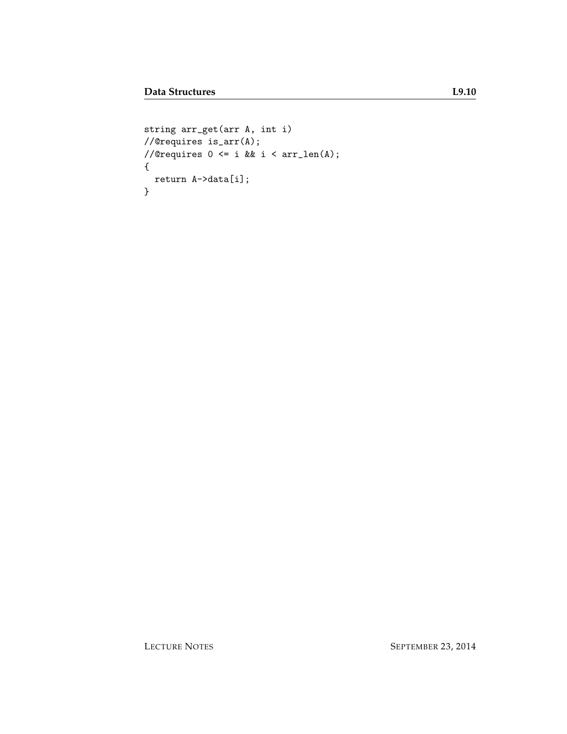```
string arr_get(arr A, int i)
//@requires is_arr(A);
//@requires 0 <= i && i < arr_len(A);
{
  return A->data[i];
}
```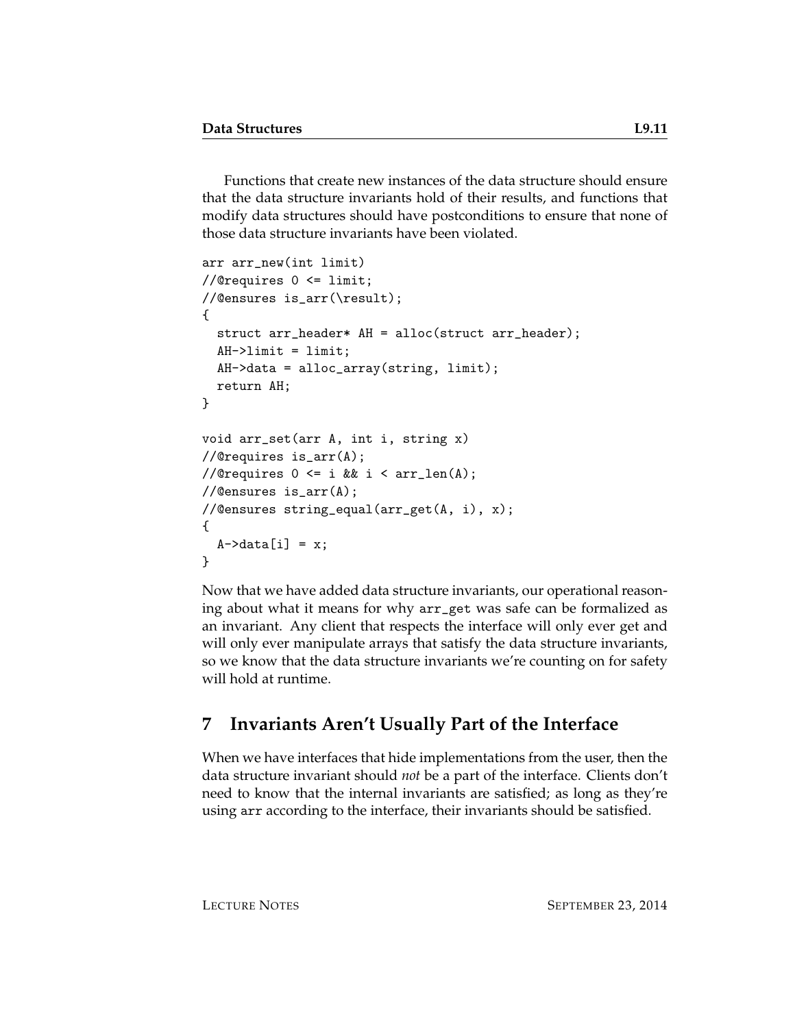Functions that create new instances of the data structure should ensure that the data structure invariants hold of their results, and functions that modify data structures should have postconditions to ensure that none of those data structure invariants have been violated.

```
arr arr_new(int limit)
//@requires 0 <= limit;
//@ensures is_arr(\result);
{
  struct arr_header* AH = alloc(struct arr_header);
  AH->limit = limit;
  AH->data = alloc_array(string, limit);
  return AH;
}

void arr_set(arr A, int i, string x)
//@requires is_arr(A);
//@requires 0 <= i && i < arr_len(A);
//@ensures is_arr(A);
//@ensures string_equal(arr_get(A, i), x);
{
  A->data[i] = x;
}
```

Now that we have added data structure invariants, our operational reasoning about what it means for why `arr_get` was safe can be formalized as an invariant. Any client that respects the interface will only ever get and will only ever manipulate arrays that satisfy the data structure invariants, so we know that the data structure invariants we're counting on for safety will hold at runtime.

## 7 Invariants Aren't Usually Part of the Interface

When we have interfaces that hide implementations from the user, then the data structure invariant should *not* be a part of the interface. Clients don't need to know that the internal invariants are satisfied; as long as they're using `arr` according to the interface, their invariants should be satisfied.